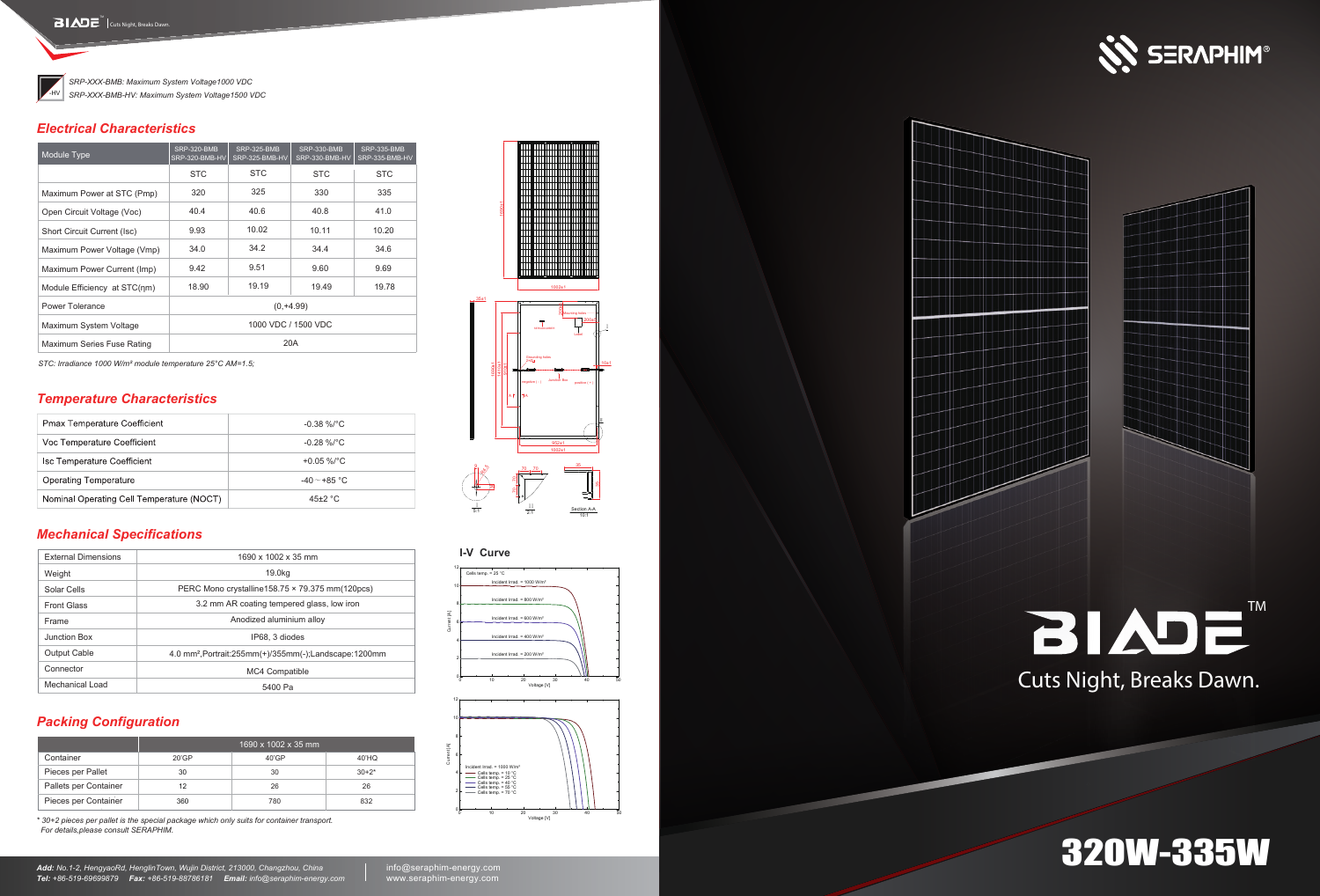SRP-XXX-BMB: Maximum System Voltage1000 VDC
SRP-XXX-BMB-HV: Maximum System Voltage1500 VDC

## Electrical Characteristics

| Module Type | SRP-320-BMB SRP-320-BMB-HV | SRP-325-BMB SRP-325-BMB-HV | SRP-330-BMB SRP-330-BMB-HV | SRP-335-BMB SRP-335-BMB-HV |
|---|---|---|---|---|
| | STC | STC | STC | STC |
| Maximum Power at STC (Pmp) | 320 | 325 | 330 | 335 |
| Open Circuit Voltage (Voc) | 40.4 | 40.6 | 40.8 | 41.0 |
| Short Circuit Current (Isc) | 9.93 | 10.02 | 10.11 | 10.20 |
| Maximum Power Voltage (Vmp) | 34.0 | 34.2 | 34.4 | 34.6 |
| Maximum Power Current (Imp) | 9.42 | 9.51 | 9.60 | 9.69 |
| Module Efficiency at STC(ηm) | 18.90 | 19.19 | 19.49 | 19.78 |
| Power Tolerance | (0,+4.99) | | | |
| Maximum System Voltage | 1000 VDC / 1500 VDC | | | |
| Maximum Series Fuse Rating | 20A | | | |

STC: Irradiance 1000 W/m² module temperature 25°C AM=1.5;

## Temperature Characteristics

| | |
|---|---|
| Pmax Temperature Coefficient | -0.38 %/°C |
| Voc Temperature Coefficient | -0.28 %/°C |
| Isc Temperature Coefficient | +0.05 %/°C |
| Operating Temperature | -40 ~ +85 °C |
| Nominal Operating Cell Temperature (NOCT) | 45±2 °C |

## Mechanical Specifications

| | |
|---|---|
| External Dimensions | 1690 x 1002 x 35 mm |
| Weight | 19.0kg |
| Solar Cells | PERC Mono crystalline158.75 × 79.375 mm(120pcs) |
| Front Glass | 3.2 mm AR coating tempered glass, low iron |
| Frame | Anodized aluminium alloy |
| Junction Box | IP68, 3 diodes |
| Output Cable | 4.0 mm²,Portrait:255mm(+)/355mm(-);Landscape:1200mm |
| Connector | MC4 Compatible |
| Mechanical Load | 5400 Pa |

## Packing Configuration

| | 1690 x 1002 x 35 mm | | |
|---|---|---|---|
| Container | 20'GP | 40'GP | 40'HQ |
| Pieces per Pallet | 30 | 30 | 30+2* |
| Pallets per Container | 12 | 26 | 26 |
| Pieces per Container | 360 | 780 | 832 |

\* 30+2 pieces per pallet is the special package which only suits for container transport.
For details,please consult SERAPHIM.

## I-V Curve

**Add:** No.1-2, HengyaoRd, HenglinTown, Wujin District, 213000, Changzhou, China
**Tel:** +86-519-69699879 **Fax:** +86-519-88786181 **Email:** info@seraphim-energy.com

info@seraphim-energy.com
www.seraphim-energy.com

SERAPHIM®

BIADE™

Cuts Night, Breaks Dawn.

# 320W-335W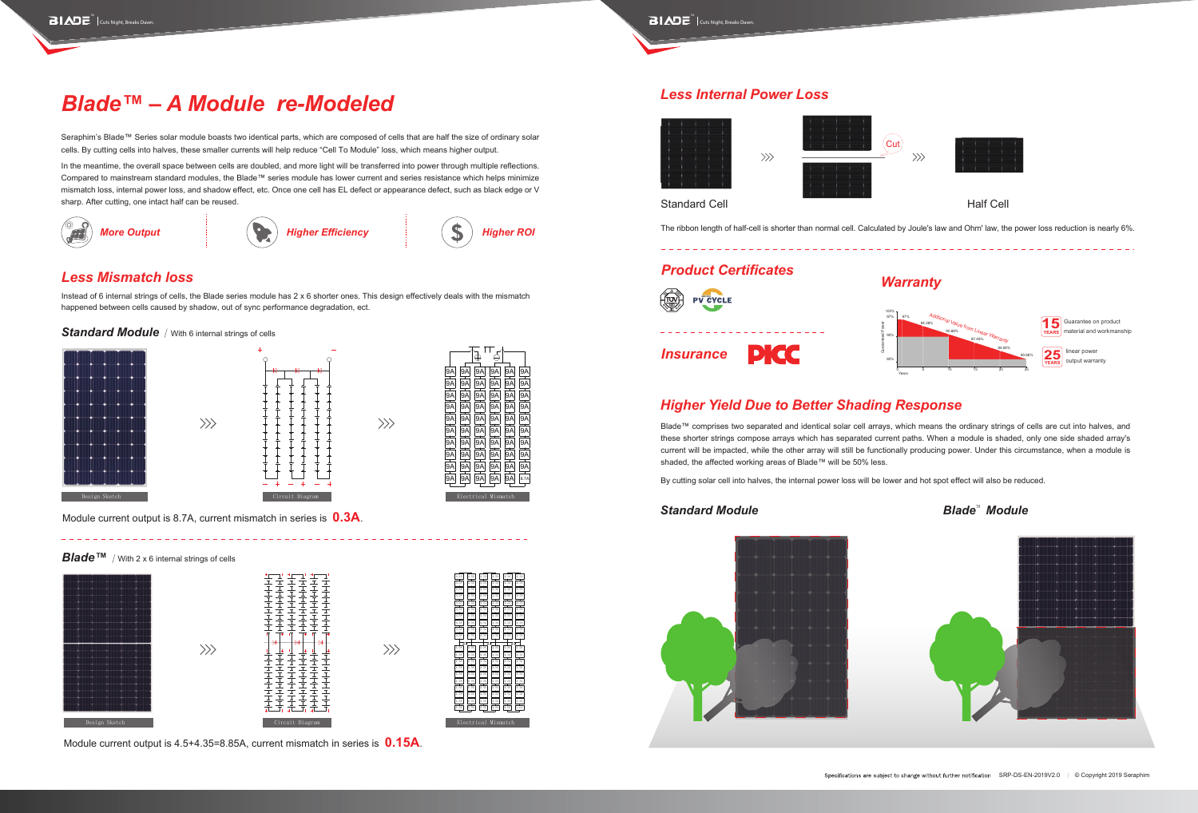# Blade™ – A Module re-Modeled

Seraphim's Blade™ Series solar module boasts two identical parts, which are composed of cells that are half the size of ordinary solar cells. By cutting cells into halves, these smaller currents will help reduce "Cell To Module" loss, which means higher output.

In the meantime, the overall space between cells are doubled, and more light will be transferred into power through multiple reflections. Compared to mainstream standard modules, the Blade™ series module has lower current and series resistance which helps minimize mismatch loss, internal power loss, and shadow effect, etc. Once one cell has EL defect or appearance defect, such as black edge or V sharp. After cutting, one intact half can be reused.

*More Output* | *Higher Efficiency* | *Higher ROI*

## Less Mismatch loss

Instead of 6 internal strings of cells, the Blade series module has 2 x 6 shorter ones. This design effectively deals with the mismatch happened between cells caused by shadow, out of sync performance degradation, ect.

### Standard Module / With 6 internal strings of cells

Design Sketch — Circuit Diagram — Electrical Mismatch

9A
8.7A

Module current output is 8.7A, current mismatch in series is **0.3A**.

### Blade™ / With 2 x 6 internal strings of cells

Design Sketch — Circuit Diagram — Electrical Mismatch

Module current output is 4.5+4.35=8.85A, current mismatch in series is **0.15A**.

## Less Internal Power Loss

Standard Cell — Cut — Half Cell

The ribbon length of half-cell is shorter than normal cell. Calculated by Joule's law and Ohm' law, the power loss reduction is nearly 6%.

## Product Certificates

TÜV
PV CYCLE

## Insurance

PICC

## Warranty

100%
97%
90%
80%
Guaranteed Power
Additional Value from Linear Warranty
94.28%
90.88%
87.48%
84.08%
80.68%
0
5
10
15
20
25
Years

**15 YEARS** Guarantee on product material and workmanship

**25 YEARS** linear power output warranty

## Higher Yield Due to Better Shading Response

Blade™ comprises two separated and identical solar cell arrays, which means the ordinary strings of cells are cut into halves, and these shorter strings compose arrays which has separated current paths. When a module is shaded, only one side shaded array's current will be impacted, while the other array will still be functionally producing power. Under this circumstance, when a module is shaded, the affected working areas of Blade™ will be 50% less.

By cutting solar cell into halves, the internal power loss will be lower and hot spot effect will also be reduced.

**Standard Module** | **Blade™ Module**

Specifications are subject to change without further notification SRP-DS-EN-2019V2.0 | © Copyright 2019 Seraphim